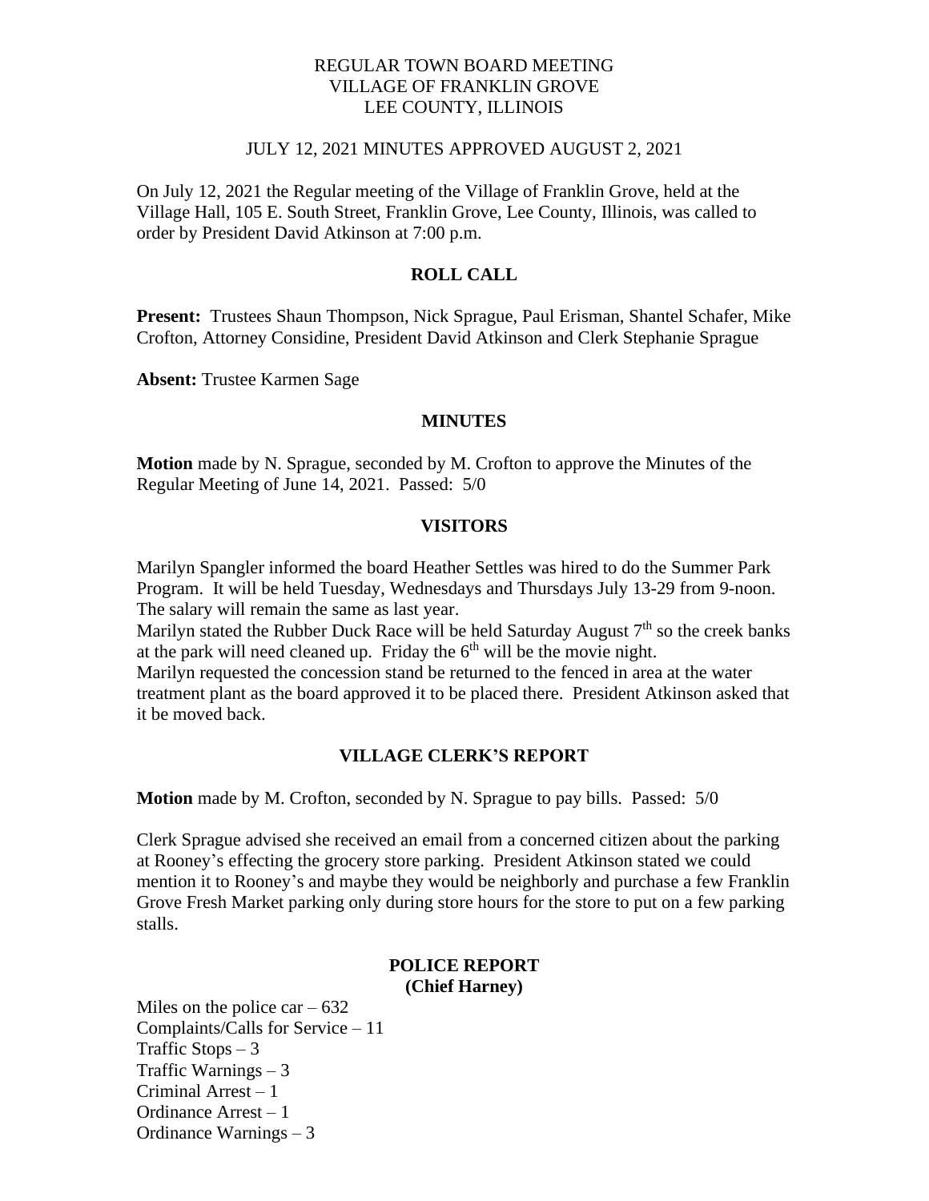REGULAR TOWN BOARD MEETING
VILLAGE OF FRANKLIN GROVE
LEE COUNTY, ILLINOIS

JULY 12, 2021 MINUTES APPROVED AUGUST 2, 2021

On July 12, 2021 the Regular meeting of the Village of Franklin Grove, held at the Village Hall, 105 E. South Street, Franklin Grove, Lee County, Illinois, was called to order by President David Atkinson at 7:00 p.m.

## ROLL CALL

**Present:** Trustees Shaun Thompson, Nick Sprague, Paul Erisman, Shantel Schafer, Mike Crofton, Attorney Considine, President David Atkinson and Clerk Stephanie Sprague

**Absent:** Trustee Karmen Sage

## MINUTES

**Motion** made by N. Sprague, seconded by M. Crofton to approve the Minutes of the Regular Meeting of June 14, 2021. Passed: 5/0

## VISITORS

Marilyn Spangler informed the board Heather Settles was hired to do the Summer Park Program. It will be held Tuesday, Wednesdays and Thursdays July 13-29 from 9-noon. The salary will remain the same as last year.
Marilyn stated the Rubber Duck Race will be held Saturday August 7th so the creek banks at the park will need cleaned up. Friday the 6th will be the movie night.
Marilyn requested the concession stand be returned to the fenced in area at the water treatment plant as the board approved it to be placed there. President Atkinson asked that it be moved back.

## VILLAGE CLERK'S REPORT

**Motion** made by M. Crofton, seconded by N. Sprague to pay bills. Passed: 5/0

Clerk Sprague advised she received an email from a concerned citizen about the parking at Rooney's effecting the grocery store parking. President Atkinson stated we could mention it to Rooney's and maybe they would be neighborly and purchase a few Franklin Grove Fresh Market parking only during store hours for the store to put on a few parking stalls.

## POLICE REPORT
**(Chief Harney)**

Miles on the police car – 632
Complaints/Calls for Service – 11
Traffic Stops – 3
Traffic Warnings – 3
Criminal Arrest – 1
Ordinance Arrest – 1
Ordinance Warnings – 3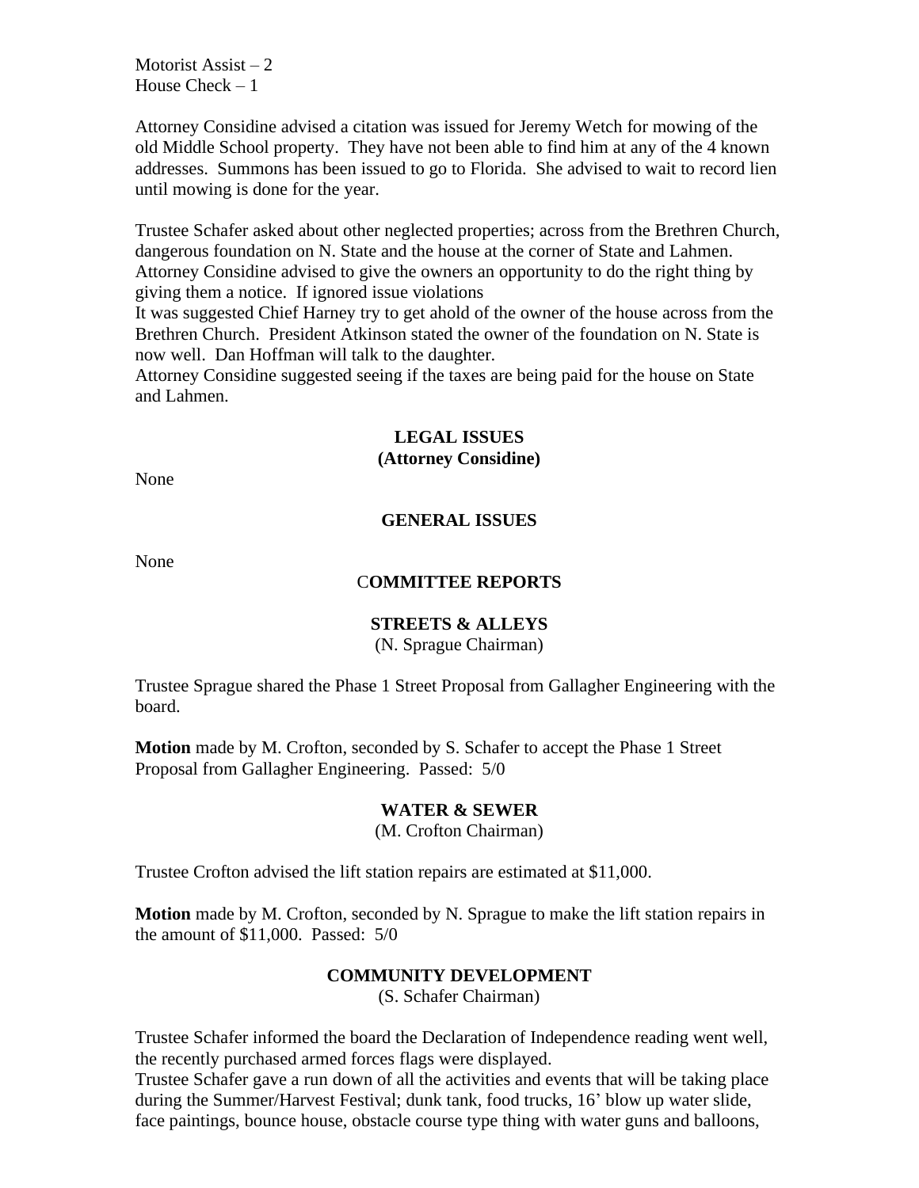Motorist Assist – 2
House Check – 1

Attorney Considine advised a citation was issued for Jeremy Wetch for mowing of the old Middle School property. They have not been able to find him at any of the 4 known addresses. Summons has been issued to go to Florida. She advised to wait to record lien until mowing is done for the year.

Trustee Schafer asked about other neglected properties; across from the Brethren Church, dangerous foundation on N. State and the house at the corner of State and Lahmen. Attorney Considine advised to give the owners an opportunity to do the right thing by giving them a notice. If ignored issue violations
It was suggested Chief Harney try to get ahold of the owner of the house across from the Brethren Church. President Atkinson stated the owner of the foundation on N. State is now well. Dan Hoffman will talk to the daughter.
Attorney Considine suggested seeing if the taxes are being paid for the house on State and Lahmen.

## LEGAL ISSUES
## (Attorney Considine)

None

## GENERAL ISSUES

None

## COMMITTEE REPORTS

### STREETS & ALLEYS
(N. Sprague Chairman)

Trustee Sprague shared the Phase 1 Street Proposal from Gallagher Engineering with the board.

**Motion** made by M. Crofton, seconded by S. Schafer to accept the Phase 1 Street Proposal from Gallagher Engineering. Passed: 5/0

### WATER & SEWER
(M. Crofton Chairman)

Trustee Crofton advised the lift station repairs are estimated at $11,000.

**Motion** made by M. Crofton, seconded by N. Sprague to make the lift station repairs in the amount of $11,000. Passed: 5/0

### COMMUNITY DEVELOPMENT
(S. Schafer Chairman)

Trustee Schafer informed the board the Declaration of Independence reading went well, the recently purchased armed forces flags were displayed.
Trustee Schafer gave a run down of all the activities and events that will be taking place during the Summer/Harvest Festival; dunk tank, food trucks, 16' blow up water slide, face paintings, bounce house, obstacle course type thing with water guns and balloons,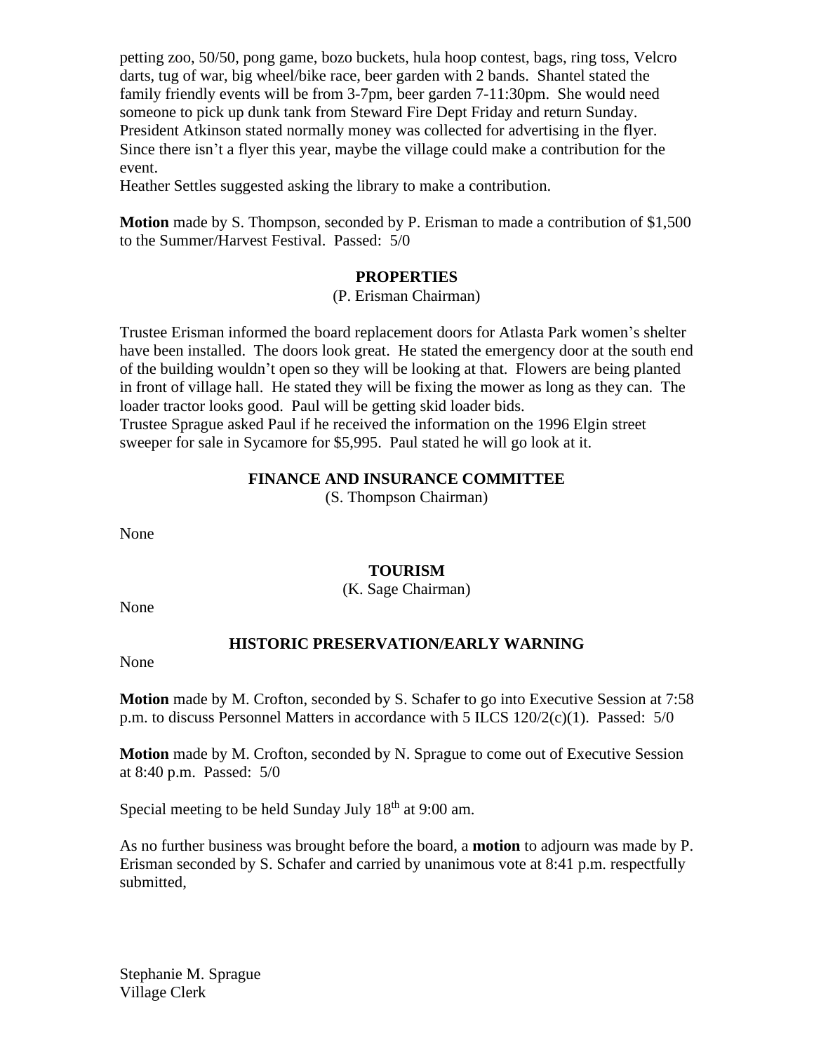petting zoo, 50/50, pong game, bozo buckets, hula hoop contest, bags, ring toss, Velcro darts, tug of war, big wheel/bike race, beer garden with 2 bands. Shantel stated the family friendly events will be from 3-7pm, beer garden 7-11:30pm. She would need someone to pick up dunk tank from Steward Fire Dept Friday and return Sunday. President Atkinson stated normally money was collected for advertising in the flyer. Since there isn't a flyer this year, maybe the village could make a contribution for the event.

Heather Settles suggested asking the library to make a contribution.

**Motion** made by S. Thompson, seconded by P. Erisman to made a contribution of $1,500 to the Summer/Harvest Festival. Passed: 5/0

## PROPERTIES

(P. Erisman Chairman)

Trustee Erisman informed the board replacement doors for Atlasta Park women's shelter have been installed. The doors look great. He stated the emergency door at the south end of the building wouldn't open so they will be looking at that. Flowers are being planted in front of village hall. He stated they will be fixing the mower as long as they can. The loader tractor looks good. Paul will be getting skid loader bids.

Trustee Sprague asked Paul if he received the information on the 1996 Elgin street sweeper for sale in Sycamore for $5,995. Paul stated he will go look at it.

## FINANCE AND INSURANCE COMMITTEE

(S. Thompson Chairman)

None

## TOURISM

(K. Sage Chairman)

None

## HISTORIC PRESERVATION/EARLY WARNING

None

**Motion** made by M. Crofton, seconded by S. Schafer to go into Executive Session at 7:58 p.m. to discuss Personnel Matters in accordance with 5 ILCS 120/2(c)(1). Passed: 5/0

**Motion** made by M. Crofton, seconded by N. Sprague to come out of Executive Session at 8:40 p.m. Passed: 5/0

Special meeting to be held Sunday July 18th at 9:00 am.

As no further business was brought before the board, a **motion** to adjourn was made by P. Erisman seconded by S. Schafer and carried by unanimous vote at 8:41 p.m. respectfully submitted,

Stephanie M. Sprague
Village Clerk